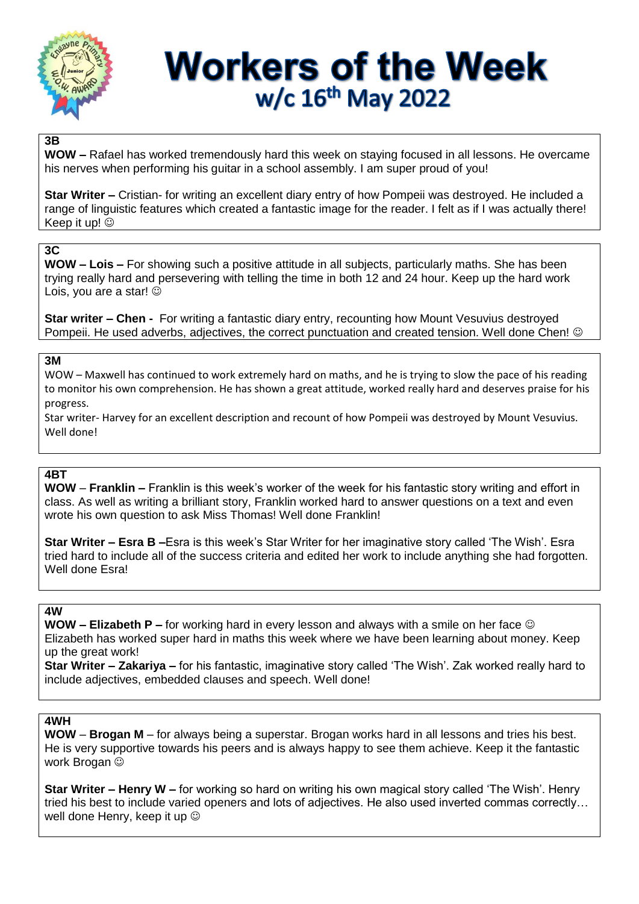# Workers of the Week

## w/c 16th May 2022

**3B**

**WOW –** Rafael has worked tremendously hard this week on staying focused in all lessons. He overcame his nerves when performing his guitar in a school assembly. I am super proud of you!

**Star Writer –** Cristian- for writing an excellent diary entry of how Pompeii was destroyed. He included a range of linguistic features which created a fantastic image for the reader. I felt as if I was actually there! Keep it up! ☺

**3C**

**WOW – Lois –** For showing such a positive attitude in all subjects, particularly maths. She has been trying really hard and persevering with telling the time in both 12 and 24 hour. Keep up the hard work Lois, you are a star! ☺

**Star writer – Chen -** For writing a fantastic diary entry, recounting how Mount Vesuvius destroyed Pompeii. He used adverbs, adjectives, the correct punctuation and created tension. Well done Chen! ☺

**3M**

WOW – Maxwell has continued to work extremely hard on maths, and he is trying to slow the pace of his reading to monitor his own comprehension. He has shown a great attitude, worked really hard and deserves praise for his progress.

Star writer- Harvey for an excellent description and recount of how Pompeii was destroyed by Mount Vesuvius. Well done!

**4BT**

**WOW** – **Franklin –** Franklin is this week's worker of the week for his fantastic story writing and effort in class. As well as writing a brilliant story, Franklin worked hard to answer questions on a text and even wrote his own question to ask Miss Thomas! Well done Franklin!

**Star Writer – Esra B –**Esra is this week's Star Writer for her imaginative story called 'The Wish'. Esra tried hard to include all of the success criteria and edited her work to include anything she had forgotten. Well done Esra!

**4W**

**WOW – Elizabeth P –** for working hard in every lesson and always with a smile on her face ☺ Elizabeth has worked super hard in maths this week where we have been learning about money. Keep up the great work!

**Star Writer – Zakariya –** for his fantastic, imaginative story called 'The Wish'. Zak worked really hard to include adjectives, embedded clauses and speech. Well done!

**4WH**

**WOW** – **Brogan M** – for always being a superstar. Brogan works hard in all lessons and tries his best. He is very supportive towards his peers and is always happy to see them achieve. Keep it the fantastic work Brogan ☺

**Star Writer – Henry W –** for working so hard on writing his own magical story called 'The Wish'. Henry tried his best to include varied openers and lots of adjectives. He also used inverted commas correctly… well done Henry, keep it up ☺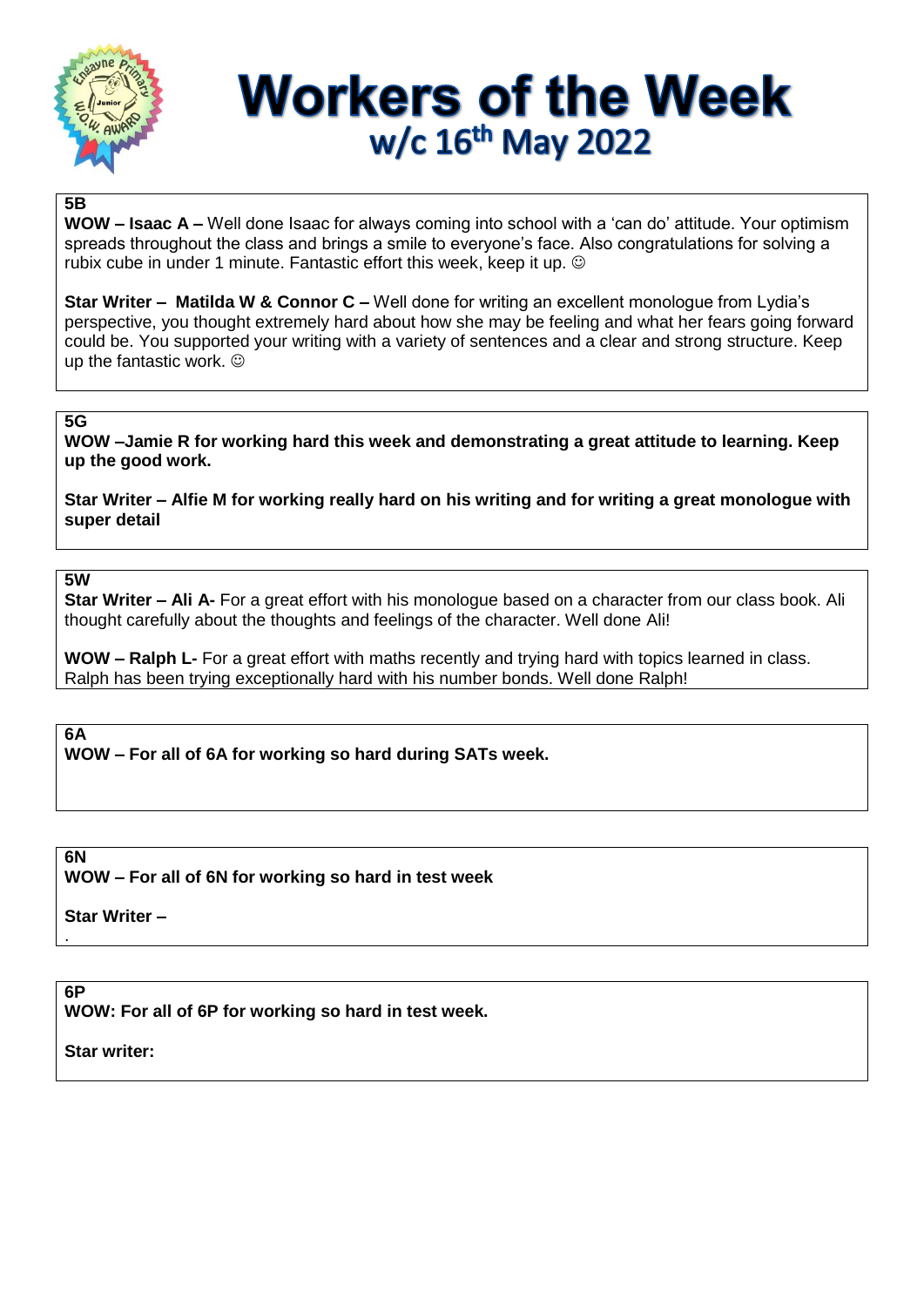# Workers of the Week

## w/c 16th May 2022

**5B**

**WOW – Isaac A –** Well done Isaac for always coming into school with a 'can do' attitude. Your optimism spreads throughout the class and brings a smile to everyone's face. Also congratulations for solving a rubix cube in under 1 minute. Fantastic effort this week, keep it up. ☺

**Star Writer – Matilda W & Connor C –** Well done for writing an excellent monologue from Lydia's perspective, you thought extremely hard about how she may be feeling and what her fears going forward could be. You supported your writing with a variety of sentences and a clear and strong structure. Keep up the fantastic work. ☺

**5G**

**WOW –Jamie R for working hard this week and demonstrating a great attitude to learning. Keep up the good work.**

**Star Writer – Alfie M for working really hard on his writing and for writing a great monologue with super detail**

**5W**

**Star Writer – Ali A-** For a great effort with his monologue based on a character from our class book. Ali thought carefully about the thoughts and feelings of the character. Well done Ali!

**WOW – Ralph L-** For a great effort with maths recently and trying hard with topics learned in class. Ralph has been trying exceptionally hard with his number bonds. Well done Ralph!

**6A**

**WOW – For all of 6A for working so hard during SATs week.**

**6N**

**WOW – For all of 6N for working so hard in test week**

**Star Writer –**

.

**6P**

**WOW: For all of 6P for working so hard in test week.**

**Star writer:**